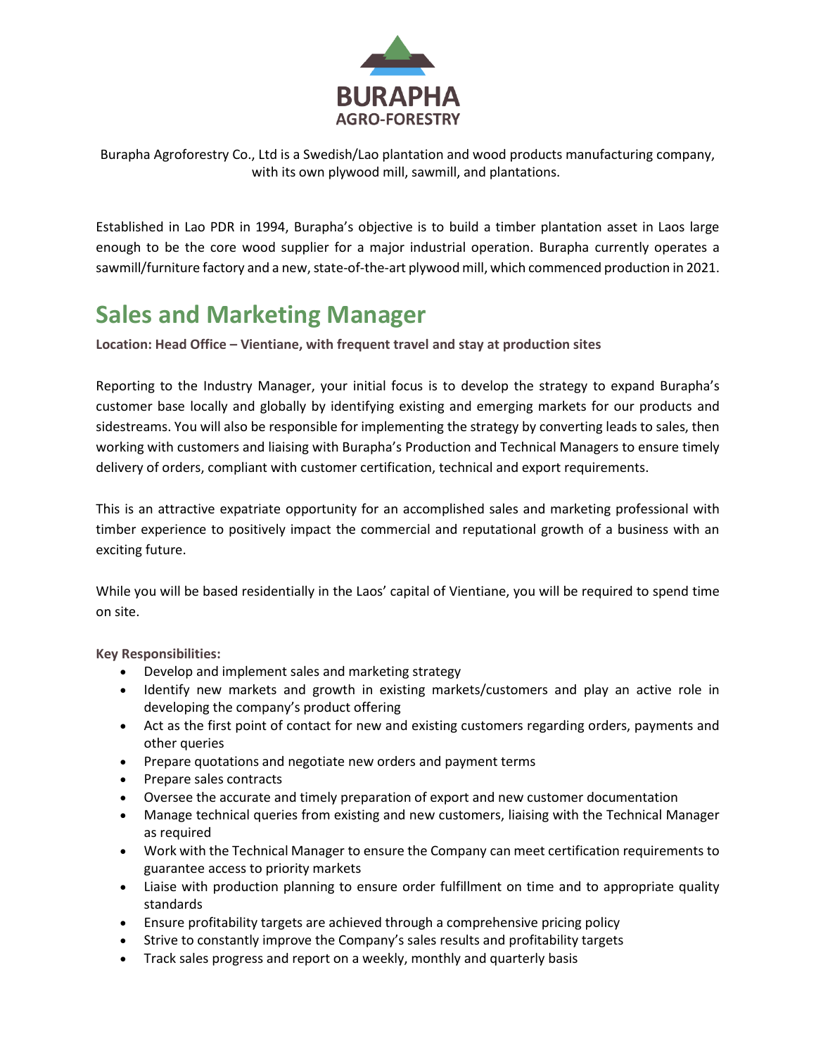BURAPHA
AGRO-FORESTRY

Burapha Agroforestry Co., Ltd is a Swedish/Lao plantation and wood products manufacturing company, with its own plywood mill, sawmill, and plantations.

Established in Lao PDR in 1994, Burapha's objective is to build a timber plantation asset in Laos large enough to be the core wood supplier for a major industrial operation. Burapha currently operates a sawmill/furniture factory and a new, state-of-the-art plywood mill, which commenced production in 2021.

# Sales and Marketing Manager

**Location: Head Office – Vientiane, with frequent travel and stay at production sites**

Reporting to the Industry Manager, your initial focus is to develop the strategy to expand Burapha's customer base locally and globally by identifying existing and emerging markets for our products and sidestreams. You will also be responsible for implementing the strategy by converting leads to sales, then working with customers and liaising with Burapha's Production and Technical Managers to ensure timely delivery of orders, compliant with customer certification, technical and export requirements.

This is an attractive expatriate opportunity for an accomplished sales and marketing professional with timber experience to positively impact the commercial and reputational growth of a business with an exciting future.

While you will be based residentially in the Laos' capital of Vientiane, you will be required to spend time on site.

**Key Responsibilities:**

- Develop and implement sales and marketing strategy
- Identify new markets and growth in existing markets/customers and play an active role in developing the company's product offering
- Act as the first point of contact for new and existing customers regarding orders, payments and other queries
- Prepare quotations and negotiate new orders and payment terms
- Prepare sales contracts
- Oversee the accurate and timely preparation of export and new customer documentation
- Manage technical queries from existing and new customers, liaising with the Technical Manager as required
- Work with the Technical Manager to ensure the Company can meet certification requirements to guarantee access to priority markets
- Liaise with production planning to ensure order fulfillment on time and to appropriate quality standards
- Ensure profitability targets are achieved through a comprehensive pricing policy
- Strive to constantly improve the Company's sales results and profitability targets
- Track sales progress and report on a weekly, monthly and quarterly basis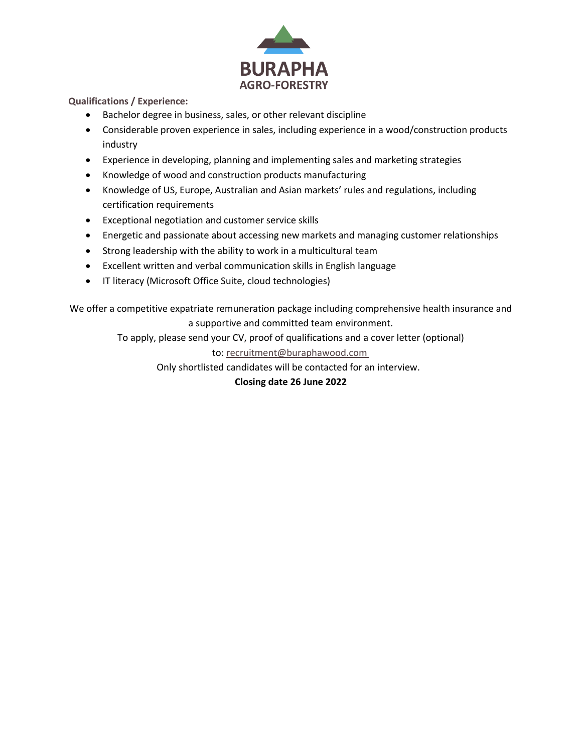BURAPHA

AGRO-FORESTRY

**Qualifications / Experience:**

- Bachelor degree in business, sales, or other relevant discipline
- Considerable proven experience in sales, including experience in a wood/construction products industry
- Experience in developing, planning and implementing sales and marketing strategies
- Knowledge of wood and construction products manufacturing
- Knowledge of US, Europe, Australian and Asian markets' rules and regulations, including certification requirements
- Exceptional negotiation and customer service skills
- Energetic and passionate about accessing new markets and managing customer relationships
- Strong leadership with the ability to work in a multicultural team
- Excellent written and verbal communication skills in English language
- IT literacy (Microsoft Office Suite, cloud technologies)

We offer a competitive expatriate remuneration package including comprehensive health insurance and a supportive and committed team environment.

To apply, please send your CV, proof of qualifications and a cover letter (optional) to: recruitment@buraphawood.com

Only shortlisted candidates will be contacted for an interview.

**Closing date 26 June 2022**